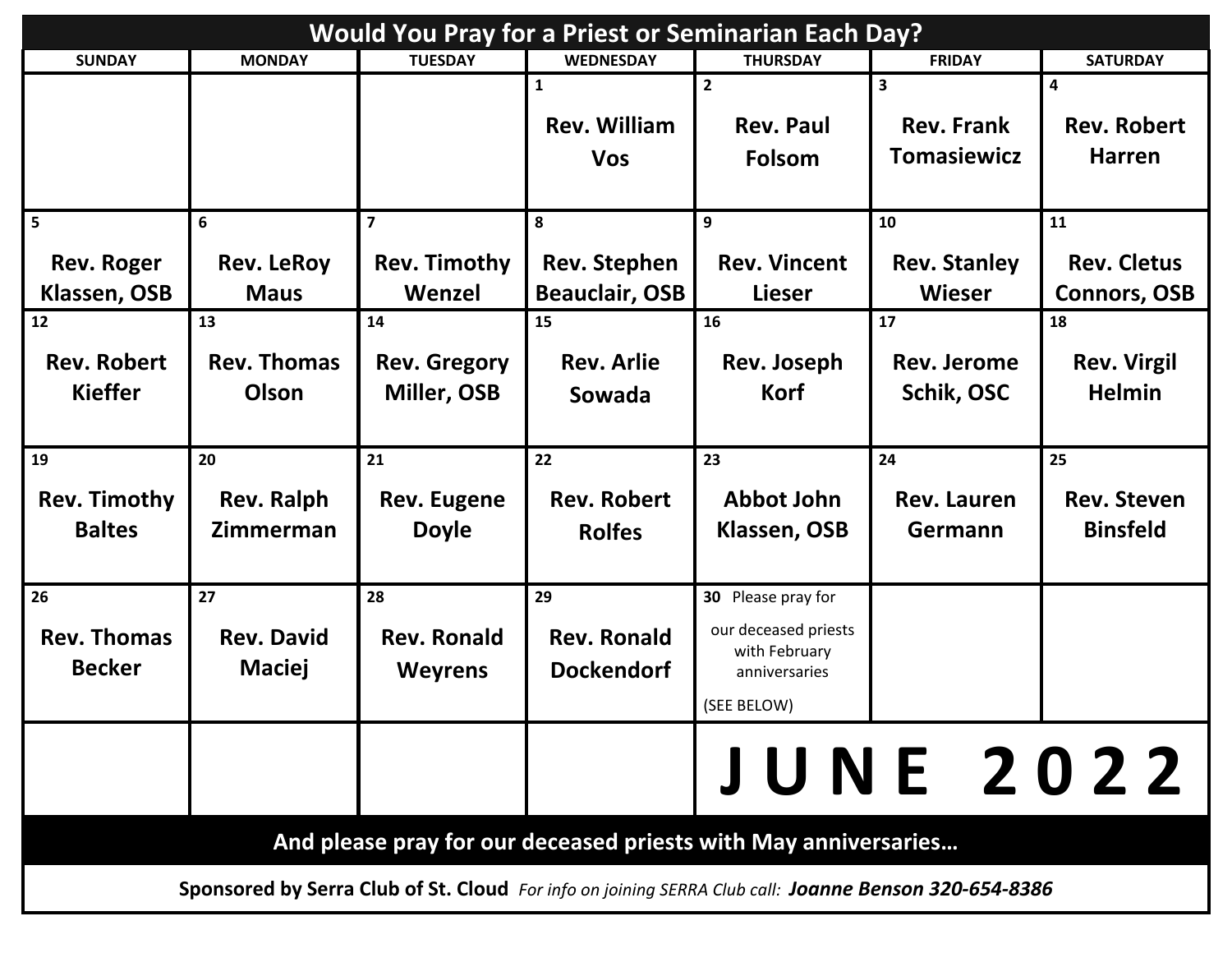# Would You Pray for a Priest or Seminarian Each Day?

| SUNDAY | MONDAY | TUESDAY | WEDNESDAY | THURSDAY | FRIDAY | SATURDAY |
|---|---|---|---|---|---|---|
| | | | 1 Rev. William Vos | 2 Rev. Paul Folsom | 3 Rev. Frank Tomasiewicz | 4 Rev. Robert Harren |
| 5 Rev. Roger Klassen, OSB | 6 Rev. LeRoy Maus | 7 Rev. Timothy Wenzel | 8 Rev. Stephen Beauclair, OSB | 9 Rev. Vincent Lieser | 10 Rev. Stanley Wieser | 11 Rev. Cletus Connors, OSB |
| 12 Rev. Robert Kieffer | 13 Rev. Thomas Olson | 14 Rev. Gregory Miller, OSB | 15 Rev. Arlie Sowada | 16 Rev. Joseph Korf | 17 Rev. Jerome Schik, OSC | 18 Rev. Virgil Helmin |
| 19 Rev. Timothy Baltes | 20 Rev. Ralph Zimmerman | 21 Rev. Eugene Doyle | 22 Rev. Robert Rolfes | 23 Abbot John Klassen, OSB | 24 Rev. Lauren Germann | 25 Rev. Steven Binsfeld |
| 26 Rev. Thomas Becker | 27 Rev. David Maciej | 28 Rev. Ronald Weyrens | 29 Rev. Ronald Dockendorf | 30 Please pray for our deceased priests with February anniversaries (SEE BELOW) | | |
| | | | | **JUNE 2022** | | |

**And please pray for our deceased priests with May anniversaries…**

**Sponsored by Serra Club of St. Cloud** *For info on joining SERRA Club call:* ***Joanne Benson 320-654-8386***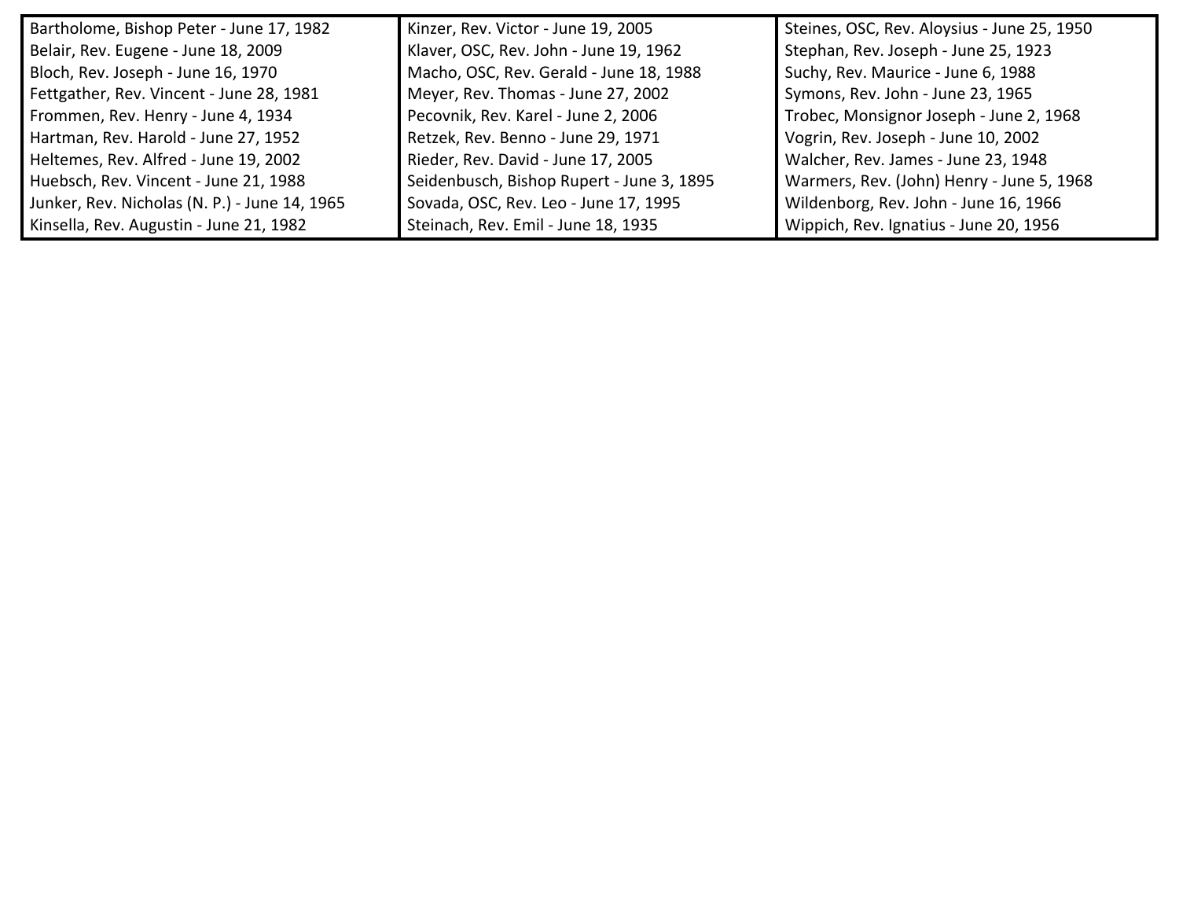| | | |
|---|---|---|
| Bartholome, Bishop Peter - June 17, 1982 | Kinzer, Rev. Victor - June 19, 2005 | Steines, OSC, Rev. Aloysius - June 25, 1950 |
| Belair, Rev. Eugene - June 18, 2009 | Klaver, OSC, Rev. John - June 19, 1962 | Stephan, Rev. Joseph - June 25, 1923 |
| Bloch, Rev. Joseph - June 16, 1970 | Macho, OSC, Rev. Gerald - June 18, 1988 | Suchy, Rev. Maurice - June 6, 1988 |
| Fettgather, Rev. Vincent - June 28, 1981 | Meyer, Rev. Thomas - June 27, 2002 | Symons, Rev. John - June 23, 1965 |
| Frommen, Rev. Henry - June 4, 1934 | Pecovnik, Rev. Karel - June 2, 2006 | Trobec, Monsignor Joseph - June 2, 1968 |
| Hartman, Rev. Harold - June 27, 1952 | Retzek, Rev. Benno - June 29, 1971 | Vogrin, Rev. Joseph - June 10, 2002 |
| Heltemes, Rev. Alfred - June 19, 2002 | Rieder, Rev. David - June 17, 2005 | Walcher, Rev. James - June 23, 1948 |
| Huebsch, Rev. Vincent - June 21, 1988 | Seidenbusch, Bishop Rupert - June 3, 1895 | Warmers, Rev. (John) Henry - June 5, 1968 |
| Junker, Rev. Nicholas (N. P.) - June 14, 1965 | Sovada, OSC, Rev. Leo - June 17, 1995 | Wildenborg, Rev. John - June 16, 1966 |
| Kinsella, Rev. Augustin - June 21, 1982 | Steinach, Rev. Emil - June 18, 1935 | Wippich, Rev. Ignatius - June 20, 1956 |